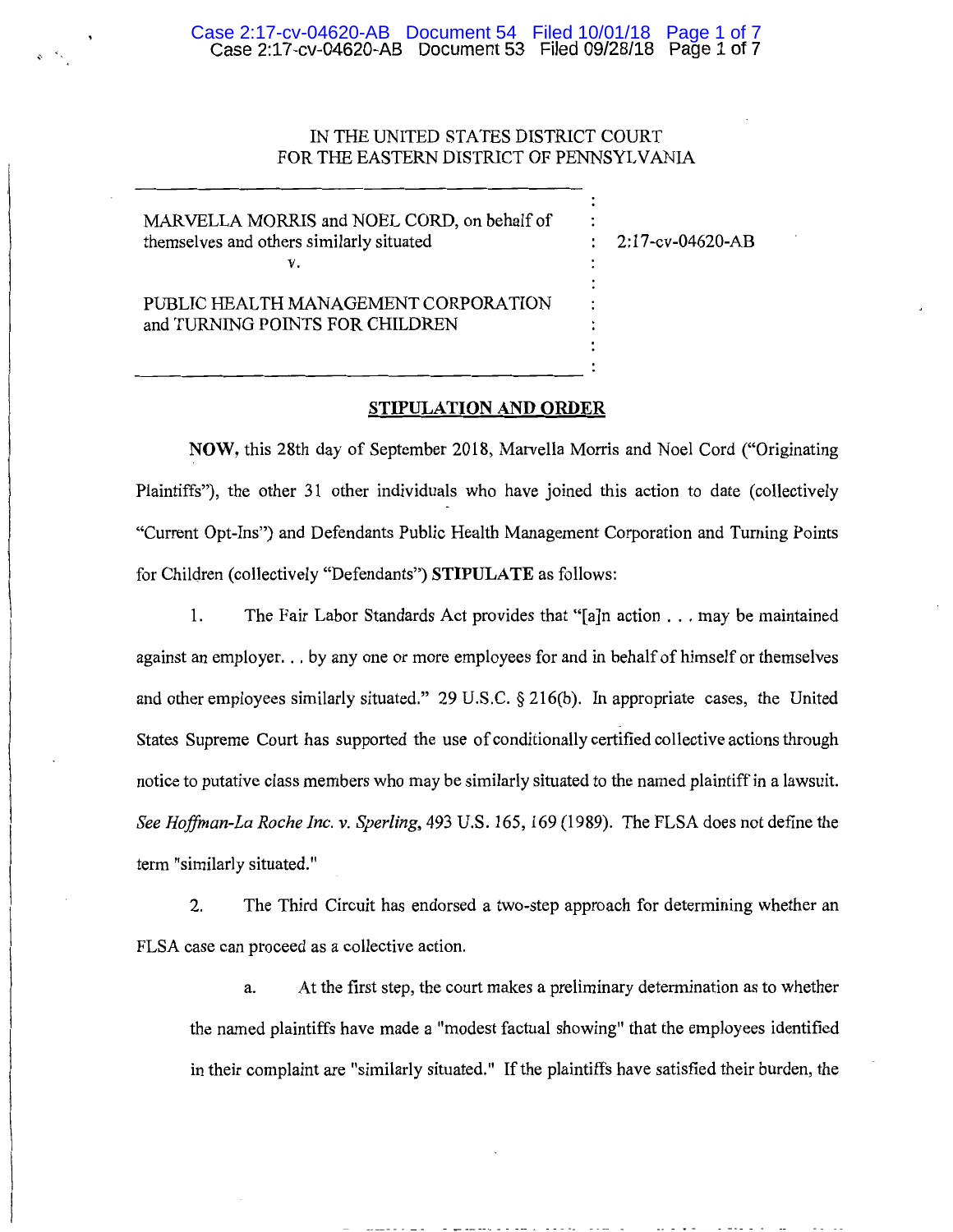IN THE UNITED STATES DISTRICT COURT
FOR THE EASTERN DISTRICT OF PENNSYLVANIA

| | | |
|---|---|---|
| MARVELLA MORRIS and NOEL CORD, on behalf of themselves and others similarly situated | : | 2:17-cv-04620-AB |
| v. | : | |
| PUBLIC HEALTH MANAGEMENT CORPORATION and TURNING POINTS FOR CHILDREN | : | |

## STIPULATION AND ORDER

**NOW**, this 28th day of September 2018, Marvella Morris and Noel Cord ("Originating Plaintiffs"), the other 31 other individuals who have joined this action to date (collectively "Current Opt-Ins") and Defendants Public Health Management Corporation and Turning Points for Children (collectively "Defendants") **STIPULATE** as follows:

1. The Fair Labor Standards Act provides that "[a]n action . . . may be maintained against an employer. . . by any one or more employees for and in behalf of himself or themselves and other employees similarly situated." 29 U.S.C. § 216(b). In appropriate cases, the United States Supreme Court has supported the use of conditionally certified collective actions through notice to putative class members who may be similarly situated to the named plaintiff in a lawsuit. *See Hoffman-La Roche Inc. v. Sperling*, 493 U.S. 165, 169 (1989). The FLSA does not define the term "similarly situated."

2. The Third Circuit has endorsed a two-step approach for determining whether an FLSA case can proceed as a collective action.

   a. At the first step, the court makes a preliminary determination as to whether the named plaintiffs have made a "modest factual showing" that the employees identified in their complaint are "similarly situated." If the plaintiffs have satisfied their burden, the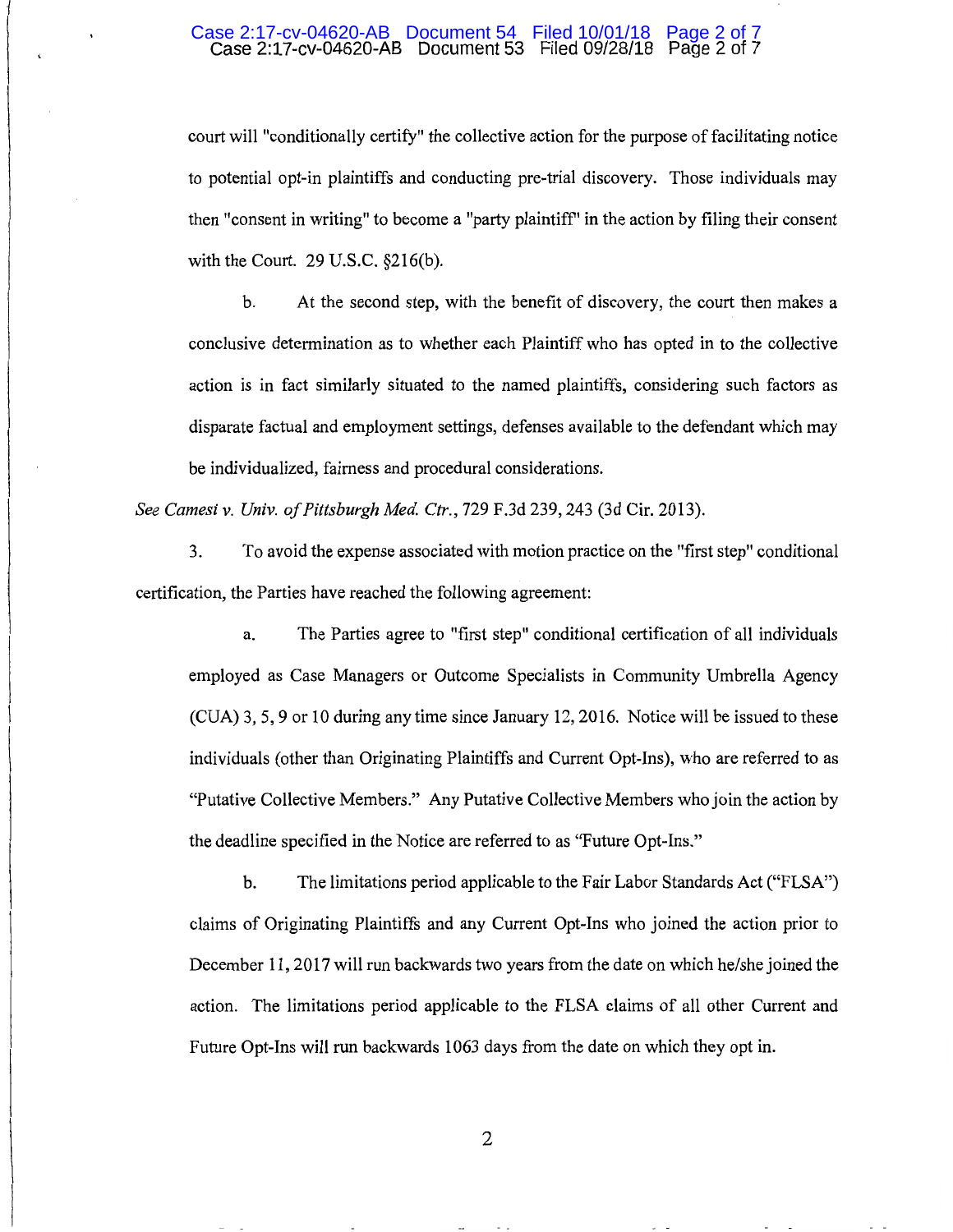court will "conditionally certify" the collective action for the purpose of facilitating notice to potential opt-in plaintiffs and conducting pre-trial discovery. Those individuals may then "consent in writing" to become a "party plaintiff" in the action by filing their consent with the Court. 29 U.S.C. §216(b).

b. At the second step, with the benefit of discovery, the court then makes a conclusive determination as to whether each Plaintiff who has opted in to the collective action is in fact similarly situated to the named plaintiffs, considering such factors as disparate factual and employment settings, defenses available to the defendant which may be individualized, fairness and procedural considerations.

*See Camesi v. Univ. of Pittsburgh Med. Ctr.*, 729 F.3d 239, 243 (3d Cir. 2013).

3. To avoid the expense associated with motion practice on the "first step" conditional certification, the Parties have reached the following agreement:

a. The Parties agree to "first step" conditional certification of all individuals employed as Case Managers or Outcome Specialists in Community Umbrella Agency (CUA) 3, 5, 9 or 10 during any time since January 12, 2016. Notice will be issued to these individuals (other than Originating Plaintiffs and Current Opt-Ins), who are referred to as "Putative Collective Members." Any Putative Collective Members who join the action by the deadline specified in the Notice are referred to as "Future Opt-Ins."

b. The limitations period applicable to the Fair Labor Standards Act ("FLSA") claims of Originating Plaintiffs and any Current Opt-Ins who joined the action prior to December 11, 2017 will run backwards two years from the date on which he/she joined the action. The limitations period applicable to the FLSA claims of all other Current and Future Opt-Ins will run backwards 1063 days from the date on which they opt in.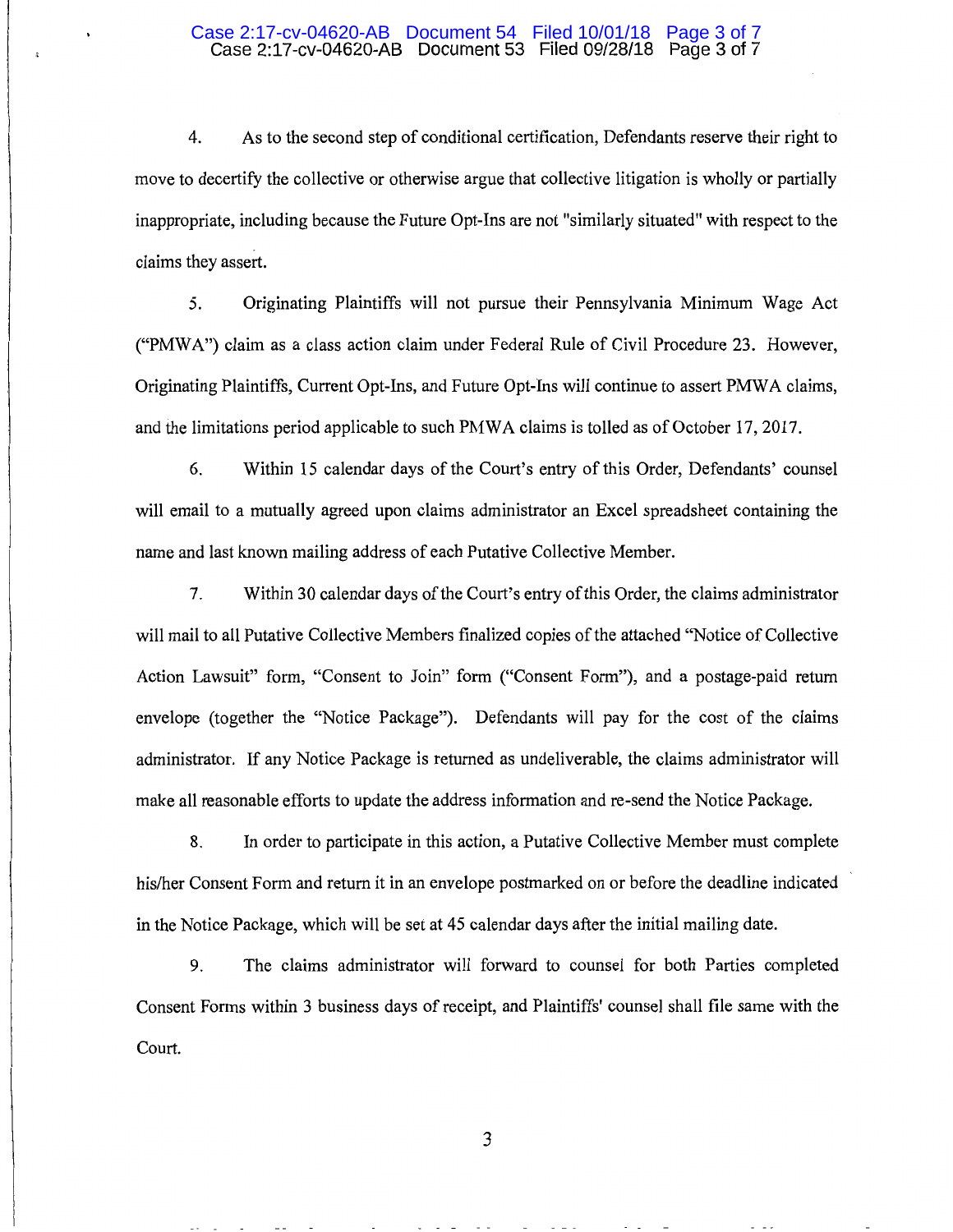4. As to the second step of conditional certification, Defendants reserve their right to move to decertify the collective or otherwise argue that collective litigation is wholly or partially inappropriate, including because the Future Opt-Ins are not "similarly situated" with respect to the claims they assert.

5. Originating Plaintiffs will not pursue their Pennsylvania Minimum Wage Act ("PMWA") claim as a class action claim under Federal Rule of Civil Procedure 23. However, Originating Plaintiffs, Current Opt-Ins, and Future Opt-Ins will continue to assert PMWA claims, and the limitations period applicable to such PMWA claims is tolled as of October 17, 2017.

6. Within 15 calendar days of the Court's entry of this Order, Defendants' counsel will email to a mutually agreed upon claims administrator an Excel spreadsheet containing the name and last known mailing address of each Putative Collective Member.

7. Within 30 calendar days of the Court's entry of this Order, the claims administrator will mail to all Putative Collective Members finalized copies of the attached "Notice of Collective Action Lawsuit" form, "Consent to Join" form ("Consent Form"), and a postage-paid return envelope (together the "Notice Package"). Defendants will pay for the cost of the claims administrator. If any Notice Package is returned as undeliverable, the claims administrator will make all reasonable efforts to update the address information and re-send the Notice Package.

8. In order to participate in this action, a Putative Collective Member must complete his/her Consent Form and return it in an envelope postmarked on or before the deadline indicated in the Notice Package, which will be set at 45 calendar days after the initial mailing date.

9. The claims administrator will forward to counsel for both Parties completed Consent Forms within 3 business days of receipt, and Plaintiffs' counsel shall file same with the Court.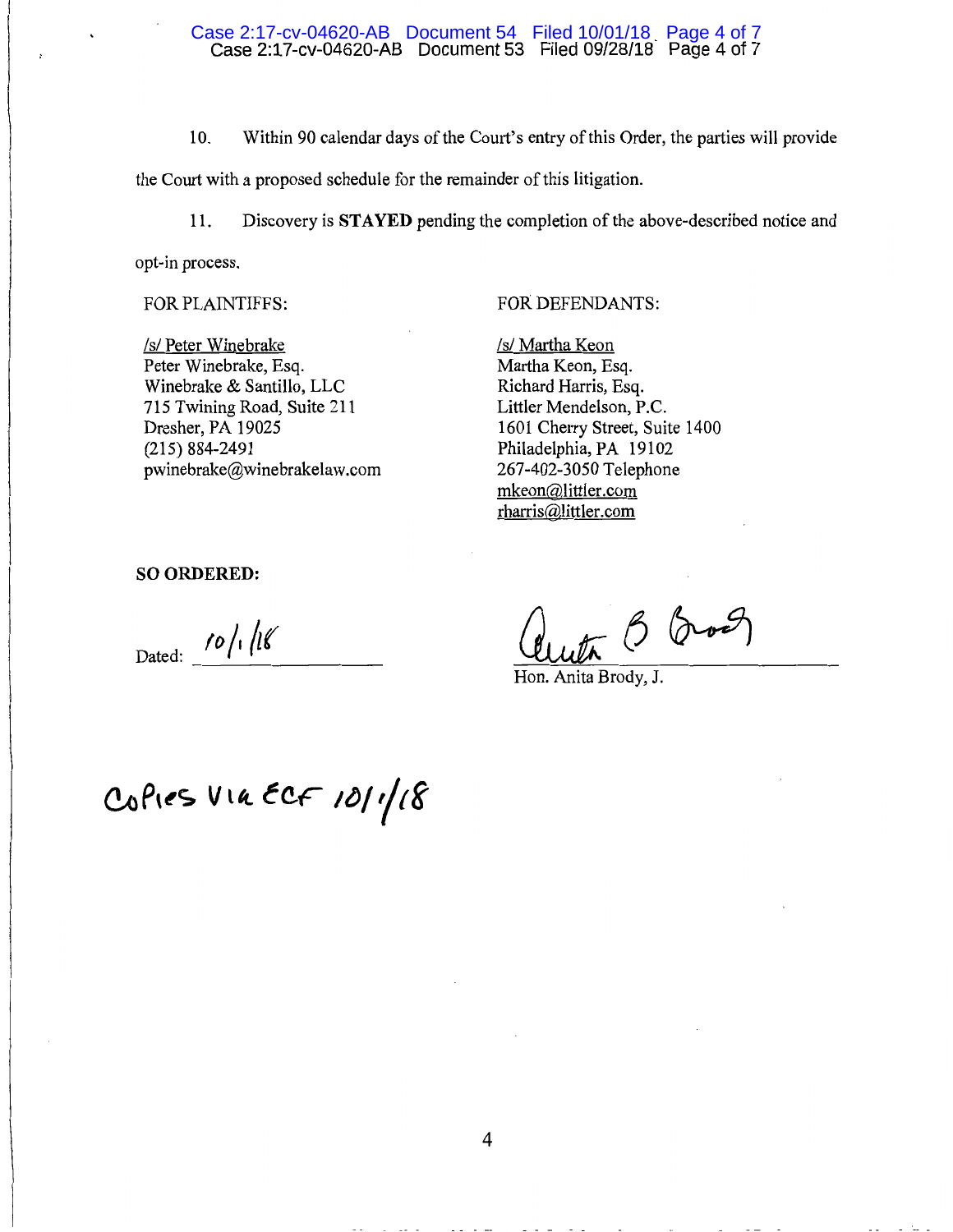10. Within 90 calendar days of the Court's entry of this Order, the parties will provide the Court with a proposed schedule for the remainder of this litigation.

11. Discovery is **STAYED** pending the completion of the above-described notice and opt-in process.

FOR PLAINTIFFS:

/s/ Peter Winebrake
Peter Winebrake, Esq.
Winebrake & Santillo, LLC
715 Twining Road, Suite 211
Dresher, PA 19025
(215) 884-2491
pwinebrake@winebrakelaw.com

FOR DEFENDANTS:

/s/ Martha Keon
Martha Keon, Esq.
Richard Harris, Esq.
Littler Mendelson, P.C.
1601 Cherry Street, Suite 1400
Philadelphia, PA 19102
267-402-3050 Telephone
mkeon@littler.com
rharris@littler.com

**SO ORDERED:**

Dated: 10/1/18

Anita B Brody
Hon. Anita Brody, J.

Copies via ECF 10/1/18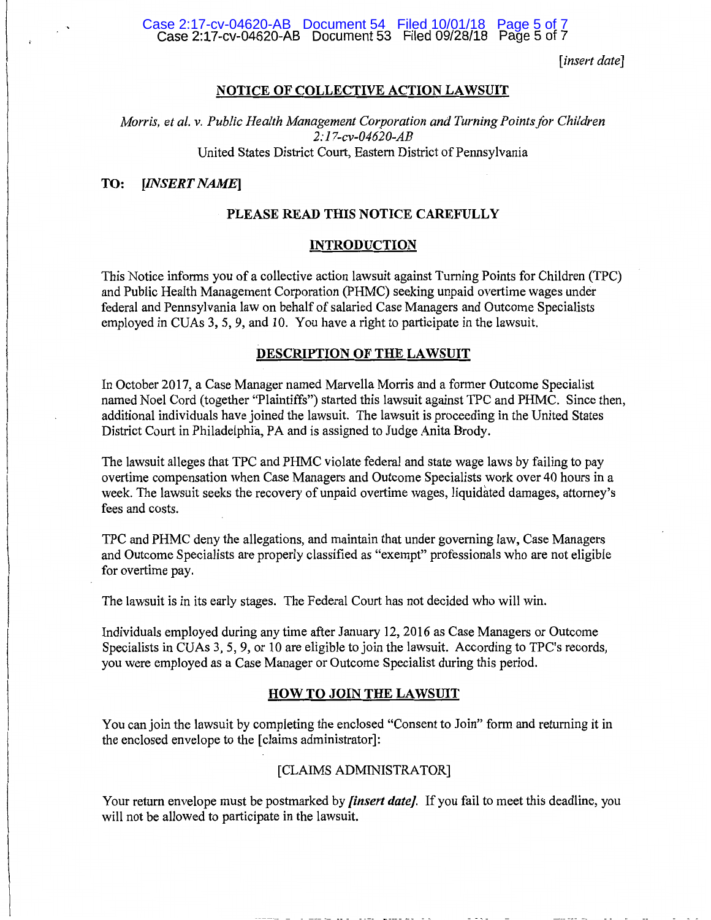*[insert date]*

## NOTICE OF COLLECTIVE ACTION LAWSUIT

*Morris, et al. v. Public Health Management Corporation and Turning Points for Children*
*2:17-cv-04620-AB*
United States District Court, Eastern District of Pennsylvania

**TO: *[INSERT NAME]***

### PLEASE READ THIS NOTICE CAREFULLY

### INTRODUCTION

This Notice informs you of a collective action lawsuit against Turning Points for Children (TPC) and Public Health Management Corporation (PHMC) seeking unpaid overtime wages under federal and Pennsylvania law on behalf of salaried Case Managers and Outcome Specialists employed in CUAs 3, 5, 9, and 10. You have a right to participate in the lawsuit.

### DESCRIPTION OF THE LAWSUIT

In October 2017, a Case Manager named Marvella Morris and a former Outcome Specialist named Noel Cord (together "Plaintiffs") started this lawsuit against TPC and PHMC. Since then, additional individuals have joined the lawsuit. The lawsuit is proceeding in the United States District Court in Philadelphia, PA and is assigned to Judge Anita Brody.

The lawsuit alleges that TPC and PHMC violate federal and state wage laws by failing to pay overtime compensation when Case Managers and Outcome Specialists work over 40 hours in a week. The lawsuit seeks the recovery of unpaid overtime wages, liquidated damages, attorney's fees and costs.

TPC and PHMC deny the allegations, and maintain that under governing law, Case Managers and Outcome Specialists are properly classified as "exempt" professionals who are not eligible for overtime pay.

The lawsuit is in its early stages. The Federal Court has not decided who will win.

Individuals employed during any time after January 12, 2016 as Case Managers or Outcome Specialists in CUAs 3, 5, 9, or 10 are eligible to join the lawsuit. According to TPC's records, you were employed as a Case Manager or Outcome Specialist during this period.

### HOW TO JOIN THE LAWSUIT

You can join the lawsuit by completing the enclosed "Consent to Join" form and returning it in the enclosed envelope to the [claims administrator]:

[CLAIMS ADMINISTRATOR]

Your return envelope must be postmarked by ***[insert date]***. If you fail to meet this deadline, you will not be allowed to participate in the lawsuit.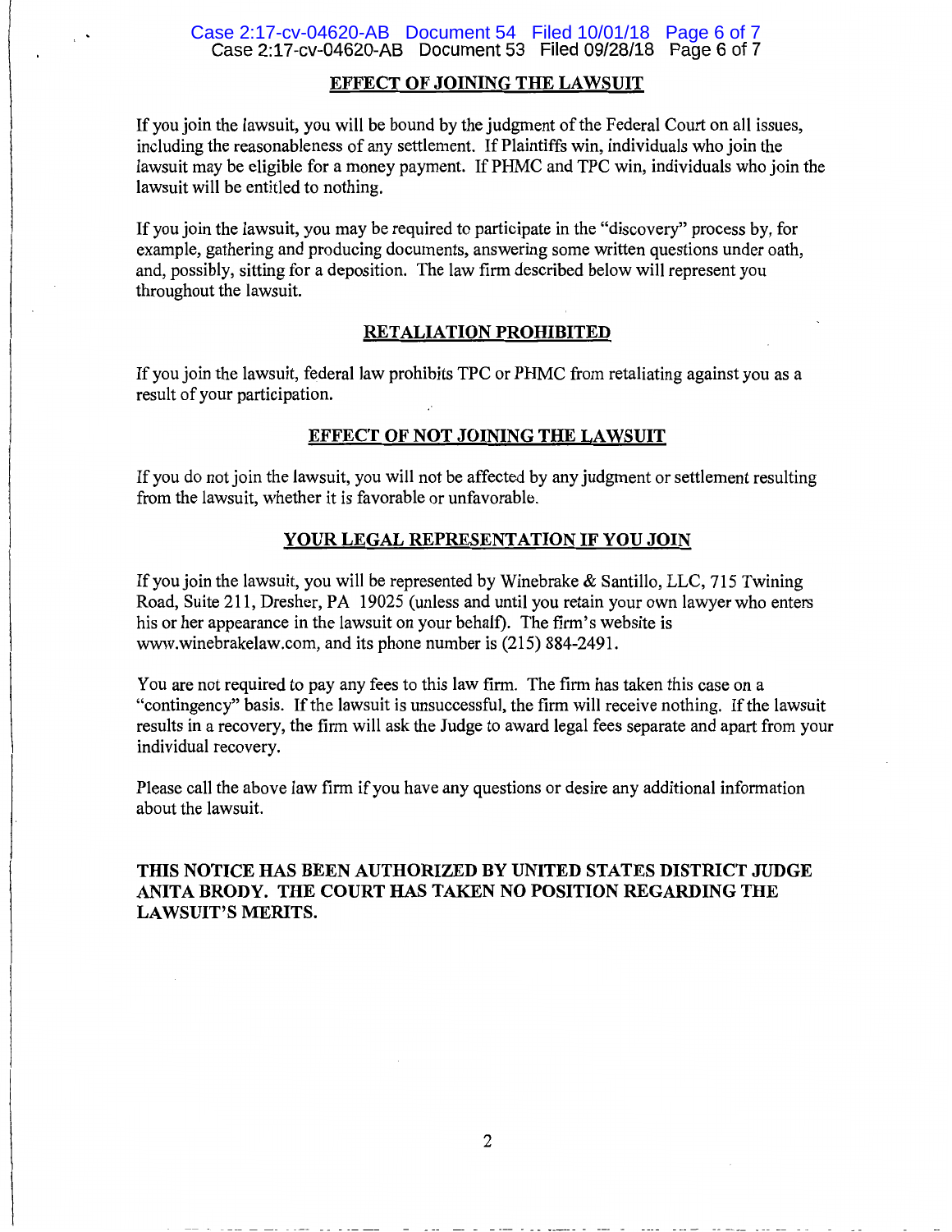## EFFECT OF JOINING THE LAWSUIT

If you join the lawsuit, you will be bound by the judgment of the Federal Court on all issues, including the reasonableness of any settlement. If Plaintiffs win, individuals who join the lawsuit may be eligible for a money payment. If PHMC and TPC win, individuals who join the lawsuit will be entitled to nothing.

If you join the lawsuit, you may be required to participate in the "discovery" process by, for example, gathering and producing documents, answering some written questions under oath, and, possibly, sitting for a deposition. The law firm described below will represent you throughout the lawsuit.

## RETALIATION PROHIBITED

If you join the lawsuit, federal law prohibits TPC or PHMC from retaliating against you as a result of your participation.

## EFFECT OF NOT JOINING THE LAWSUIT

If you do not join the lawsuit, you will not be affected by any judgment or settlement resulting from the lawsuit, whether it is favorable or unfavorable.

## YOUR LEGAL REPRESENTATION IF YOU JOIN

If you join the lawsuit, you will be represented by Winebrake & Santillo, LLC, 715 Twining Road, Suite 211, Dresher, PA 19025 (unless and until you retain your own lawyer who enters his or her appearance in the lawsuit on your behalf). The firm's website is www.winebrakelaw.com, and its phone number is (215) 884-2491.

You are not required to pay any fees to this law firm. The firm has taken this case on a "contingency" basis. If the lawsuit is unsuccessful, the firm will receive nothing. If the lawsuit results in a recovery, the firm will ask the Judge to award legal fees separate and apart from your individual recovery.

Please call the above law firm if you have any questions or desire any additional information about the lawsuit.

**THIS NOTICE HAS BEEN AUTHORIZED BY UNITED STATES DISTRICT JUDGE ANITA BRODY. THE COURT HAS TAKEN NO POSITION REGARDING THE LAWSUIT'S MERITS.**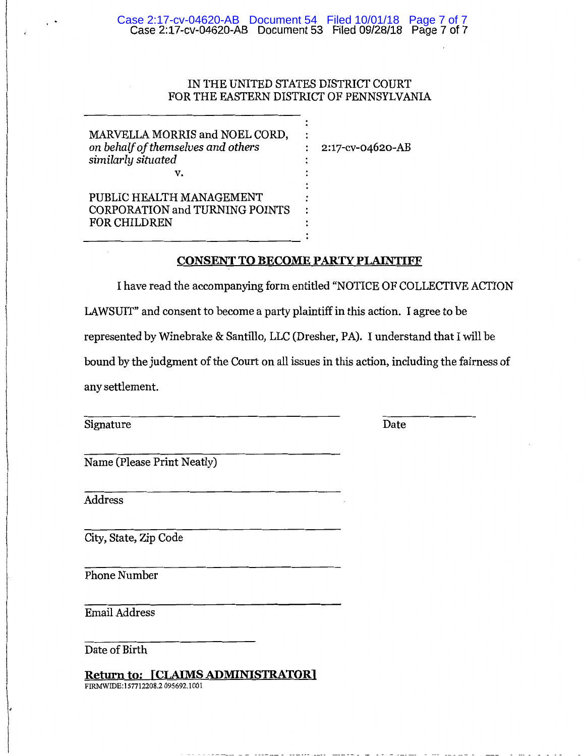IN THE UNITED STATES DISTRICT COURT
FOR THE EASTERN DISTRICT OF PENNSYLVANIA

| | | |
|---|---|---|
| MARVELLA MORRIS and NOEL CORD, *on behalf of themselves and others similarly situated* | : | 2:17-cv-04620-AB |
| v. | : | |
| PUBLIC HEALTH MANAGEMENT CORPORATION and TURNING POINTS FOR CHILDREN | : | |

## CONSENT TO BECOME PARTY PLAINTIFF

I have read the accompanying form entitled "NOTICE OF COLLECTIVE ACTION LAWSUIT" and consent to become a party plaintiff in this action. I agree to be represented by Winebrake & Santillo, LLC (Dresher, PA). I understand that I will be bound by the judgment of the Court on all issues in this action, including the fairness of any settlement.

\_\_\_\_\_\_\_\_\_\_\_\_\_\_\_\_\_\_\_\_\_\_\_\_\_\_\_\_\_\_\_\_\_\_\_\_ \_\_\_\_\_\_\_\_\_\_\_\_
Signature Date

\_\_\_\_\_\_\_\_\_\_\_\_\_\_\_\_\_\_\_\_\_\_\_\_\_\_\_\_\_\_\_\_\_\_\_\_
Name (Please Print Neatly)

\_\_\_\_\_\_\_\_\_\_\_\_\_\_\_\_\_\_\_\_\_\_\_\_\_\_\_\_\_\_\_\_\_\_\_\_
Address

\_\_\_\_\_\_\_\_\_\_\_\_\_\_\_\_\_\_\_\_\_\_\_\_\_\_\_\_\_\_\_\_\_\_\_\_
City, State, Zip Code

\_\_\_\_\_\_\_\_\_\_\_\_\_\_\_\_\_\_\_\_\_\_\_\_\_\_\_\_\_\_\_\_\_\_\_\_
Phone Number

\_\_\_\_\_\_\_\_\_\_\_\_\_\_\_\_\_\_\_\_\_\_\_\_\_\_\_\_\_\_\_\_\_\_\_\_
Email Address

\_\_\_\_\_\_\_\_\_\_\_\_\_\_\_\_\_\_\_\_\_\_\_\_\_\_
Date of Birth

**Return to: [CLAIMS ADMINISTRATOR]**

FIRMWIDE:157712208.2 095692.1001